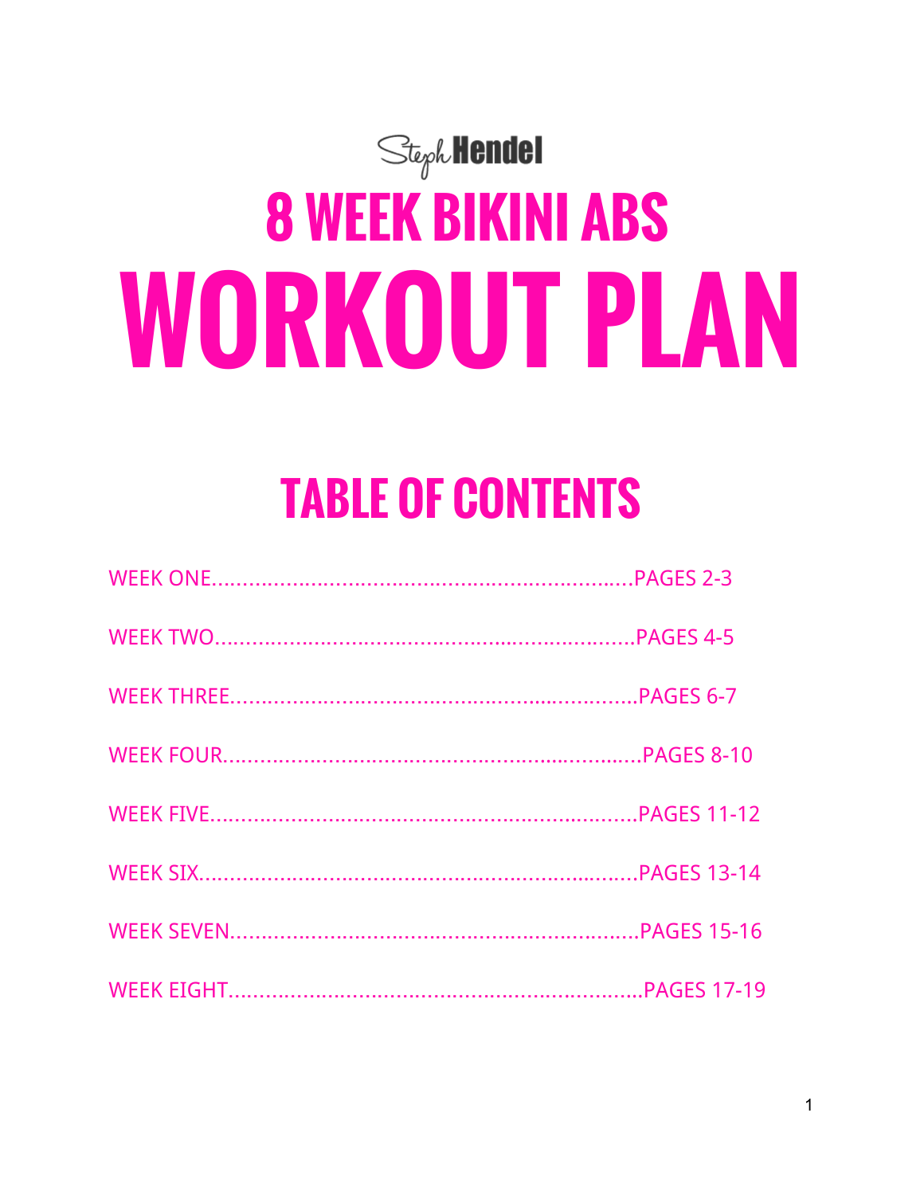Steph Hendel

# 8 WEEK BIKINI ABS

# WORKOUT PLAN

## TABLE OF CONTENTS

WEEK ONE.......................................................................PAGES 2-3

WEEK TWO.......................................................................PAGES 4-5

WEEK THREE...................................................................PAGES 6-7

WEEK FOUR......................................................................PAGES 8-10

WEEK FIVE.......................................................................PAGES 11-12

WEEK SIX.........................................................................PAGES 13-14

WEEK SEVEN...................................................................PAGES 15-16

WEEK EIGHT....................................................................PAGES 17-19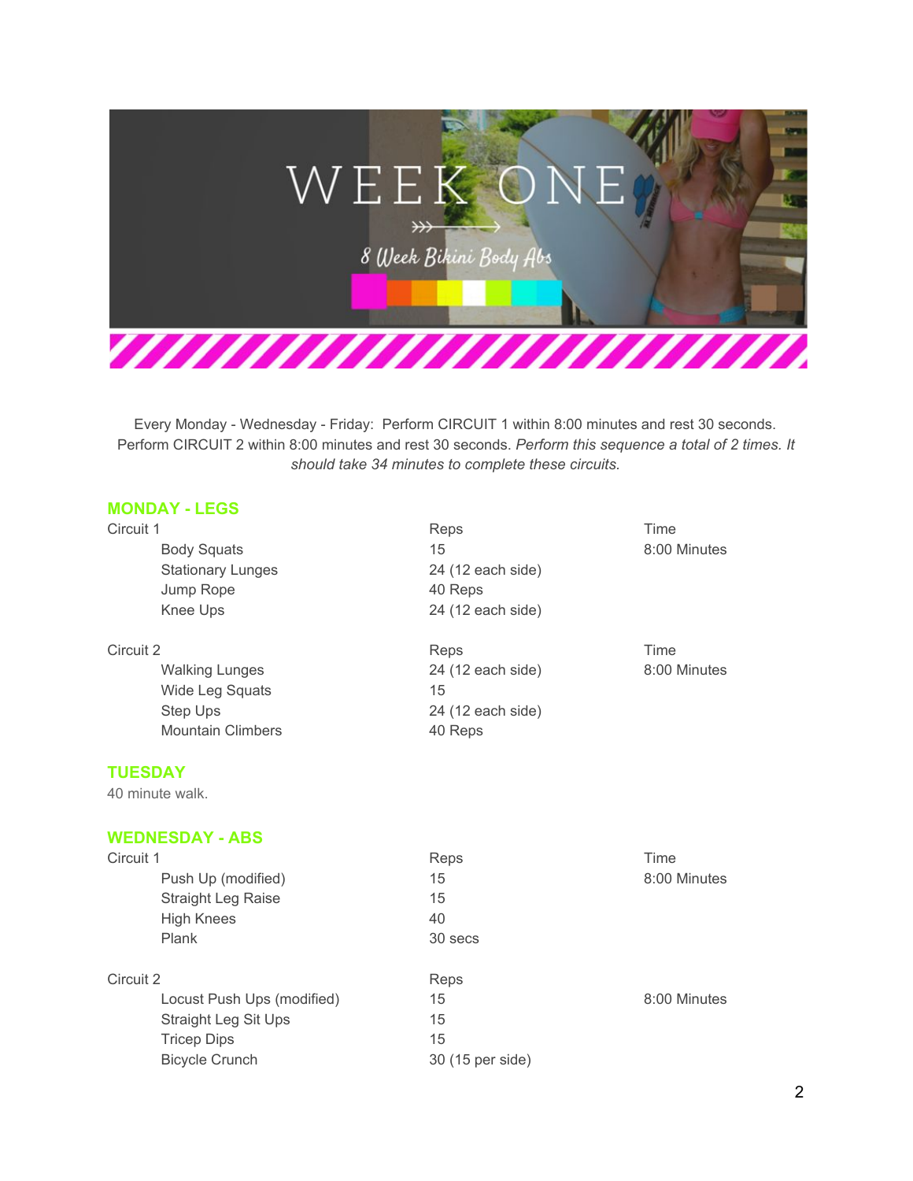# WEEK ONE

8 Week Bikini Body Abs

Every Monday - Wednesday - Friday: Perform CIRCUIT 1 within 8:00 minutes and rest 30 seconds. Perform CIRCUIT 2 within 8:00 minutes and rest 30 seconds. *Perform this sequence a total of 2 times. It should take 34 minutes to complete these circuits.*

## MONDAY - LEGS

| Circuit 1 | Reps | Time |
|---|---|---|
| Body Squats | 15 | 8:00 Minutes |
| Stationary Lunges | 24 (12 each side) | |
| Jump Rope | 40 Reps | |
| Knee Ups | 24 (12 each side) | |

| Circuit 2 | Reps | Time |
|---|---|---|
| Walking Lunges | 24 (12 each side) | 8:00 Minutes |
| Wide Leg Squats | 15 | |
| Step Ups | 24 (12 each side) | |
| Mountain Climbers | 40 Reps | |

## TUESDAY

40 minute walk.

## WEDNESDAY - ABS

| Circuit 1 | Reps | Time |
|---|---|---|
| Push Up (modified) | 15 | 8:00 Minutes |
| Straight Leg Raise | 15 | |
| High Knees | 40 | |
| Plank | 30 secs | |

| Circuit 2 | Reps | |
|---|---|---|
| Locust Push Ups (modified) | 15 | 8:00 Minutes |
| Straight Leg Sit Ups | 15 | |
| Tricep Dips | 15 | |
| Bicycle Crunch | 30 (15 per side) | |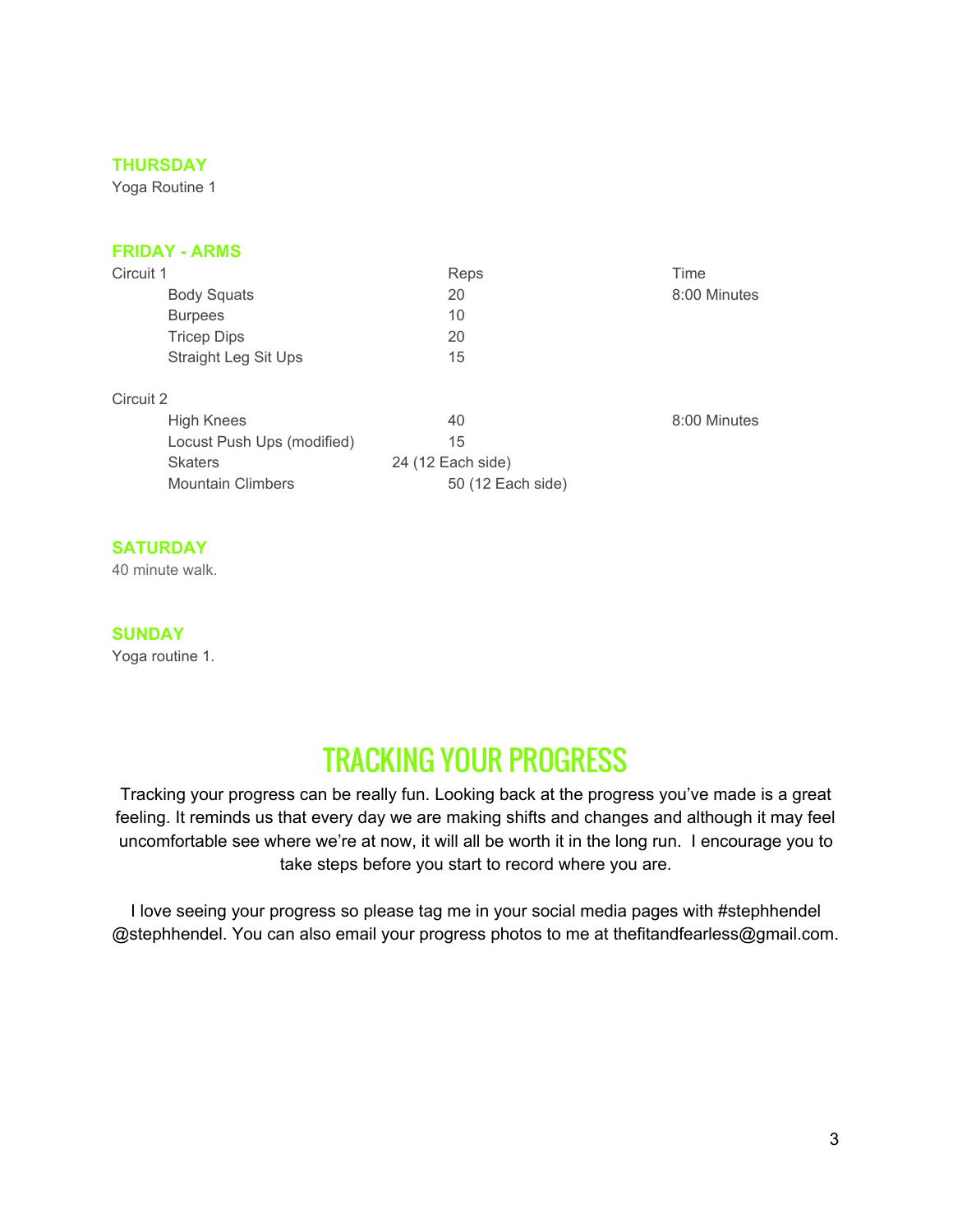### THURSDAY

Yoga Routine 1

### FRIDAY - ARMS

| Circuit 1 | Reps | Time |
|---|---|---|
| Body Squats | 20 | 8:00 Minutes |
| Burpees | 10 | |
| Tricep Dips | 20 | |
| Straight Leg Sit Ups | 15 | |

| Circuit 2 | Reps | Time |
|---|---|---|
| High Knees | 40 | 8:00 Minutes |
| Locust Push Ups (modified) | 15 | |
| Skaters | 24 (12 Each side) | |
| Mountain Climbers | 50 (12 Each side) | |

### SATURDAY

40 minute walk.

### SUNDAY

Yoga routine 1.

## TRACKING YOUR PROGRESS

Tracking your progress can be really fun. Looking back at the progress you've made is a great feeling. It reminds us that every day we are making shifts and changes and although it may feel uncomfortable see where we're at now, it will all be worth it in the long run. I encourage you to take steps before you start to record where you are.

I love seeing your progress so please tag me in your social media pages with #stephhendel @stephhendel. You can also email your progress photos to me at thefitandfearless@gmail.com.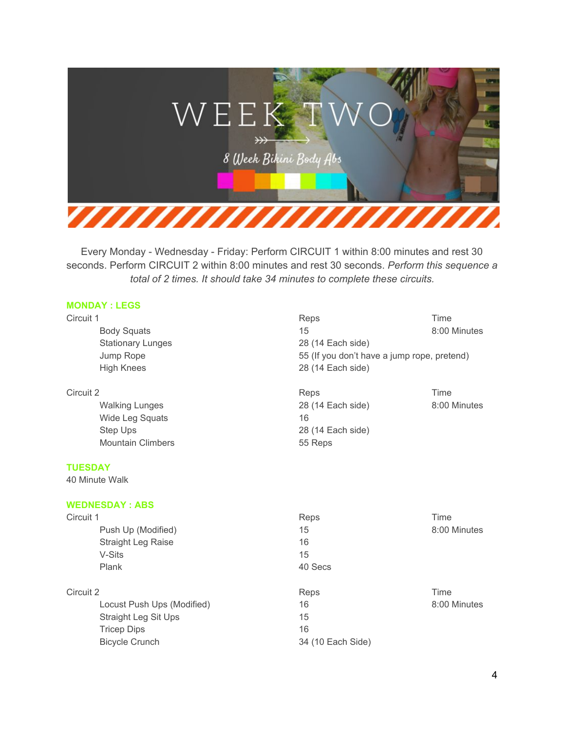# WEEK TWO

8 Week Bikini Body Abs

Every Monday - Wednesday - Friday: Perform CIRCUIT 1 within 8:00 minutes and rest 30 seconds. Perform CIRCUIT 2 within 8:00 minutes and rest 30 seconds. *Perform this sequence a total of 2 times. It should take 34 minutes to complete these circuits.*

## MONDAY : LEGS

| Circuit 1 | Reps | Time |
|---|---|---|
| Body Squats | 15 | 8:00 Minutes |
| Stationary Lunges | 28 (14 Each side) | |
| Jump Rope | 55 (If you don't have a jump rope, pretend) | |
| High Knees | 28 (14 Each side) | |

| Circuit 2 | Reps | Time |
|---|---|---|
| Walking Lunges | 28 (14 Each side) | 8:00 Minutes |
| Wide Leg Squats | 16 | |
| Step Ups | 28 (14 Each side) | |
| Mountain Climbers | 55 Reps | |

## TUESDAY

40 Minute Walk

## WEDNESDAY : ABS

| Circuit 1 | Reps | Time |
|---|---|---|
| Push Up (Modified) | 15 | 8:00 Minutes |
| Straight Leg Raise | 16 | |
| V-Sits | 15 | |
| Plank | 40 Secs | |

| Circuit 2 | Reps | Time |
|---|---|---|
| Locust Push Ups (Modified) | 16 | 8:00 Minutes |
| Straight Leg Sit Ups | 15 | |
| Tricep Dips | 16 | |
| Bicycle Crunch | 34 (10 Each Side) | |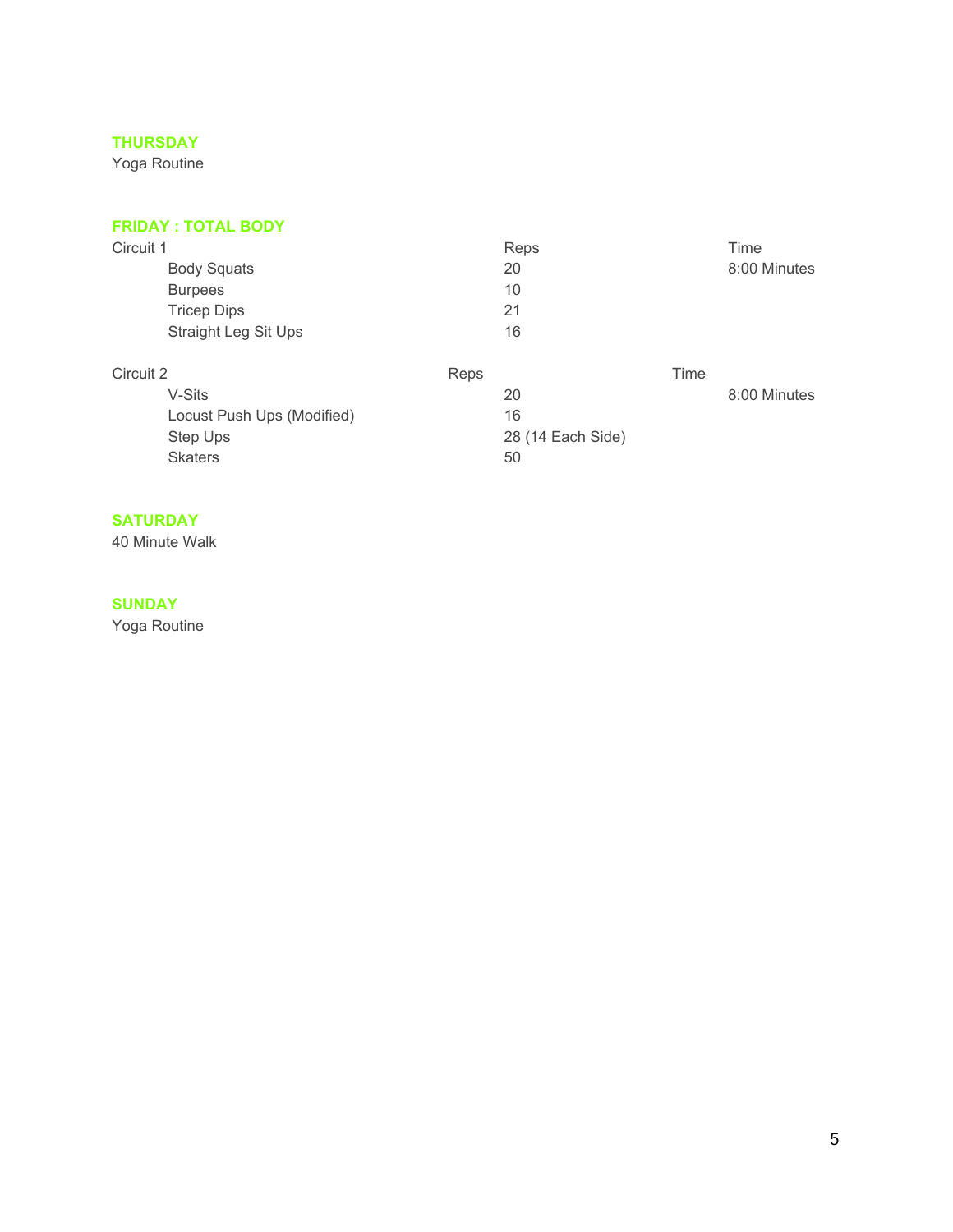## THURSDAY

Yoga Routine

## FRIDAY : TOTAL BODY

| Circuit 1 | Reps | Time |
|---|---|---|
| Body Squats | 20 | 8:00 Minutes |
| Burpees | 10 | |
| Tricep Dips | 21 | |
| Straight Leg Sit Ups | 16 | |

| Circuit 2 | Reps | Time |
|---|---|---|
| V-Sits | 20 | 8:00 Minutes |
| Locust Push Ups (Modified) | 16 | |
| Step Ups | 28 (14 Each Side) | |
| Skaters | 50 | |

## SATURDAY

40 Minute Walk

## SUNDAY

Yoga Routine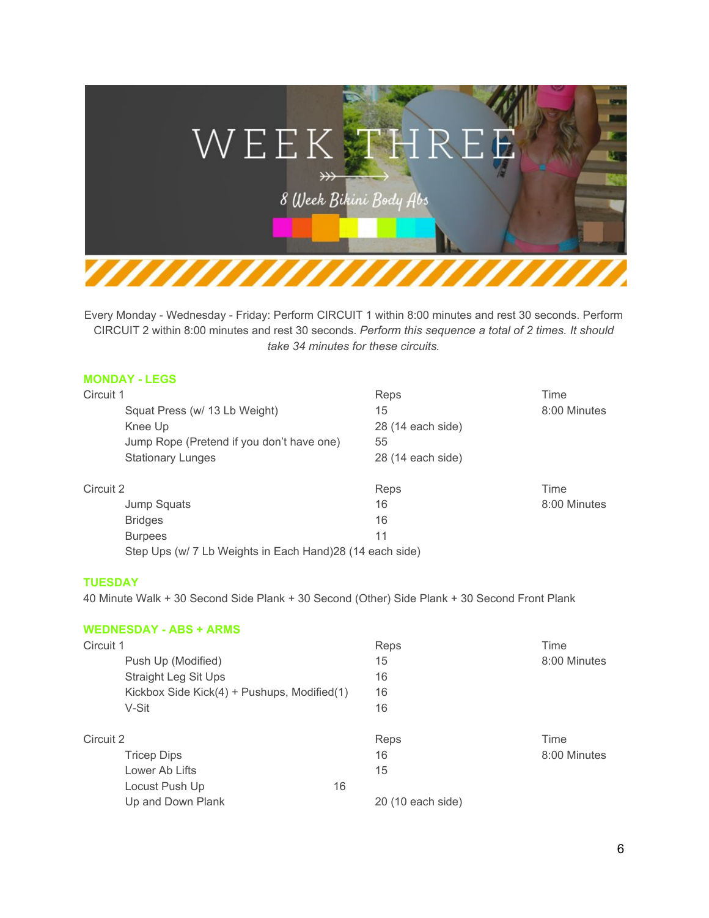# WEEK THREE

8 Week Bikini Body Abs

Every Monday - Wednesday - Friday: Perform CIRCUIT 1 within 8:00 minutes and rest 30 seconds. Perform CIRCUIT 2 within 8:00 minutes and rest 30 seconds. *Perform this sequence a total of 2 times. It should take 34 minutes for these circuits.*

## MONDAY - LEGS

| Circuit 1 | Reps | Time |
|---|---|---|
| Squat Press (w/ 13 Lb Weight) | 15 | 8:00 Minutes |
| Knee Up | 28 (14 each side) | |
| Jump Rope (Pretend if you don't have one) | 55 | |
| Stationary Lunges | 28 (14 each side) | |

| Circuit 2 | Reps | Time |
|---|---|---|
| Jump Squats | 16 | 8:00 Minutes |
| Bridges | 16 | |
| Burpees | 11 | |
| Step Ups (w/ 7 Lb Weights in Each Hand) | 28 (14 each side) | |

## TUESDAY

40 Minute Walk + 30 Second Side Plank + 30 Second (Other) Side Plank + 30 Second Front Plank

## WEDNESDAY - ABS + ARMS

| Circuit 1 | Reps | Time |
|---|---|---|
| Push Up (Modified) | 15 | 8:00 Minutes |
| Straight Leg Sit Ups | 16 | |
| Kickbox Side Kick(4) + Pushups, Modified(1) | 16 | |
| V-Sit | 16 | |

| Circuit 2 | Reps | Time |
|---|---|---|
| Tricep Dips | 16 | 8:00 Minutes |
| Lower Ab Lifts | 15 | |
| Locust Push Up | 16 | |
| Up and Down Plank | 20 (10 each side) | |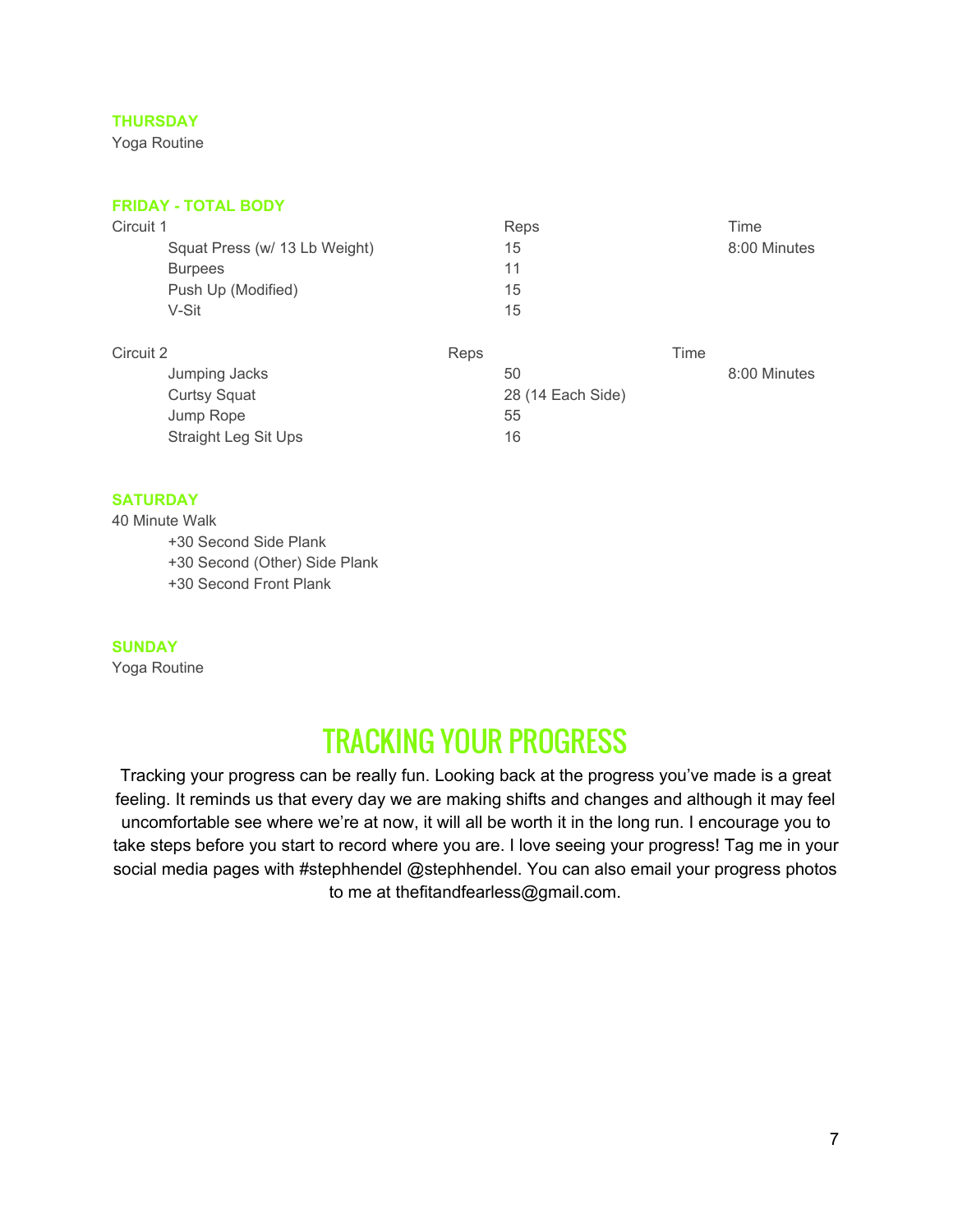### THURSDAY

Yoga Routine

### FRIDAY - TOTAL BODY

| Circuit 1 | Reps | Time |
|---|---|---|
| Squat Press (w/ 13 Lb Weight) | 15 | 8:00 Minutes |
| Burpees | 11 | |
| Push Up (Modified) | 15 | |
| V-Sit | 15 | |

| Circuit 2 | Reps | Time |
|---|---|---|
| Jumping Jacks | 50 | 8:00 Minutes |
| Curtsy Squat | 28 (14 Each Side) | |
| Jump Rope | 55 | |
| Straight Leg Sit Ups | 16 | |

### SATURDAY

40 Minute Walk

- +30 Second Side Plank
- +30 Second (Other) Side Plank
- +30 Second Front Plank

### SUNDAY

Yoga Routine

## TRACKING YOUR PROGRESS

Tracking your progress can be really fun. Looking back at the progress you've made is a great feeling. It reminds us that every day we are making shifts and changes and although it may feel uncomfortable see where we're at now, it will all be worth it in the long run. I encourage you to take steps before you start to record where you are. I love seeing your progress! Tag me in your social media pages with #stephhendel @stephhendel. You can also email your progress photos to me at thefitandfearless@gmail.com.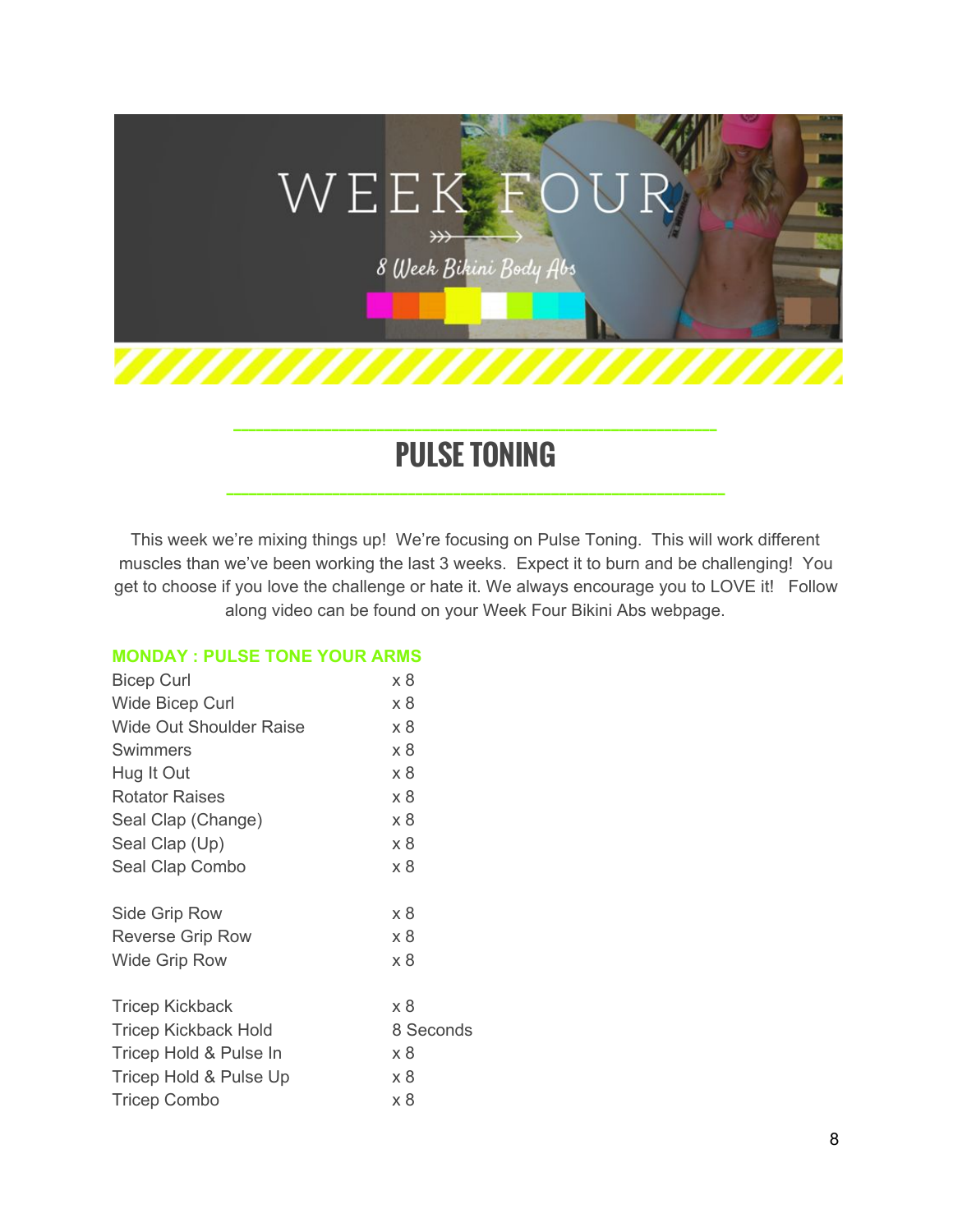# PULSE TONING

This week we're mixing things up! We're focusing on Pulse Toning. This will work different muscles than we've been working the last 3 weeks. Expect it to burn and be challenging! You get to choose if you love the challenge or hate it. We always encourage you to LOVE it! Follow along video can be found on your Week Four Bikini Abs webpage.

### MONDAY : PULSE TONE YOUR ARMS

| | |
|---|---|
| Bicep Curl | x 8 |
| Wide Bicep Curl | x 8 |
| Wide Out Shoulder Raise | x 8 |
| Swimmers | x 8 |
| Hug It Out | x 8 |
| Rotator Raises | x 8 |
| Seal Clap (Change) | x 8 |
| Seal Clap (Up) | x 8 |
| Seal Clap Combo | x 8 |
| | |
| Side Grip Row | x 8 |
| Reverse Grip Row | x 8 |
| Wide Grip Row | x 8 |
| | |
| Tricep Kickback | x 8 |
| Tricep Kickback Hold | 8 Seconds |
| Tricep Hold & Pulse In | x 8 |
| Tricep Hold & Pulse Up | x 8 |
| Tricep Combo | x 8 |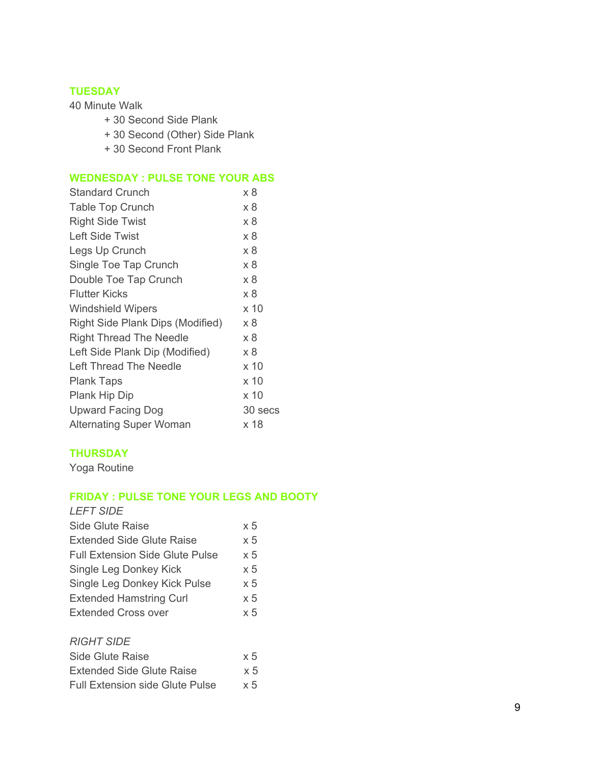## TUESDAY

40 Minute Walk

+ 30 Second Side Plank
+ 30 Second (Other) Side Plank
+ 30 Second Front Plank

## WEDNESDAY : PULSE TONE YOUR ABS

| | |
|---|---|
| Standard Crunch | x 8 |
| Table Top Crunch | x 8 |
| Right Side Twist | x 8 |
| Left Side Twist | x 8 |
| Legs Up Crunch | x 8 |
| Single Toe Tap Crunch | x 8 |
| Double Toe Tap Crunch | x 8 |
| Flutter Kicks | x 8 |
| Windshield Wipers | x 10 |
| Right Side Plank Dips (Modified) | x 8 |
| Right Thread The Needle | x 8 |
| Left Side Plank Dip (Modified) | x 8 |
| Left Thread The Needle | x 10 |
| Plank Taps | x 10 |
| Plank Hip Dip | x 10 |
| Upward Facing Dog | 30 secs |
| Alternating Super Woman | x 18 |

## THURSDAY

Yoga Routine

## FRIDAY : PULSE TONE YOUR LEGS AND BOOTY

*LEFT SIDE*

| | |
|---|---|
| Side Glute Raise | x 5 |
| Extended Side Glute Raise | x 5 |
| Full Extension Side Glute Pulse | x 5 |
| Single Leg Donkey Kick | x 5 |
| Single Leg Donkey Kick Pulse | x 5 |
| Extended Hamstring Curl | x 5 |
| Extended Cross over | x 5 |

*RIGHT SIDE*

| | |
|---|---|
| Side Glute Raise | x 5 |
| Extended Side Glute Raise | x 5 |
| Full Extension side Glute Pulse | x 5 |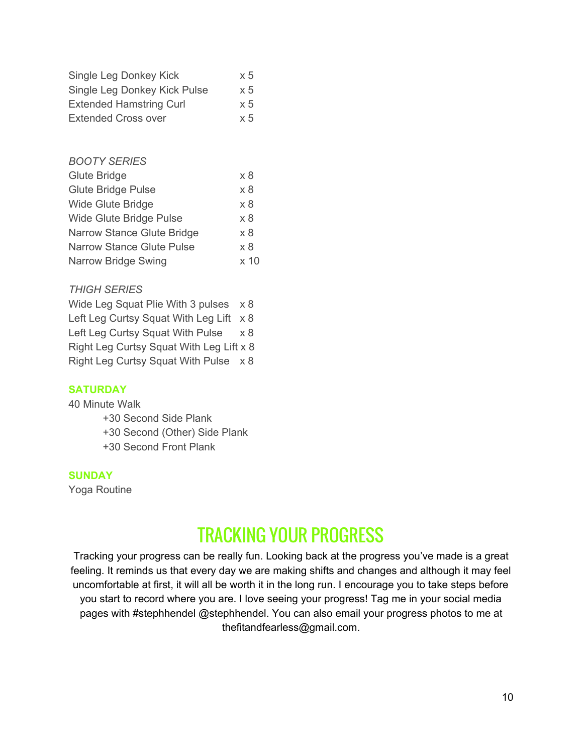Single Leg Donkey Kick x 5
Single Leg Donkey Kick Pulse x 5
Extended Hamstring Curl x 5
Extended Cross over x 5

*BOOTY SERIES*

Glute Bridge x 8
Glute Bridge Pulse x 8
Wide Glute Bridge x 8
Wide Glute Bridge Pulse x 8
Narrow Stance Glute Bridge x 8
Narrow Stance Glute Pulse x 8
Narrow Bridge Swing x 10

*THIGH SERIES*

Wide Leg Squat Plie With 3 pulses x 8
Left Leg Curtsy Squat With Leg Lift x 8
Left Leg Curtsy Squat With Pulse x 8
Right Leg Curtsy Squat With Leg Lift x 8
Right Leg Curtsy Squat With Pulse x 8

**SATURDAY**

40 Minute Walk

+30 Second Side Plank
+30 Second (Other) Side Plank
+30 Second Front Plank

**SUNDAY**

Yoga Routine

# TRACKING YOUR PROGRESS

Tracking your progress can be really fun. Looking back at the progress you've made is a great feeling. It reminds us that every day we are making shifts and changes and although it may feel uncomfortable at first, it will all be worth it in the long run. I encourage you to take steps before you start to record where you are. I love seeing your progress! Tag me in your social media pages with #stephhendel @stephhendel. You can also email your progress photos to me at thefitandfearless@gmail.com.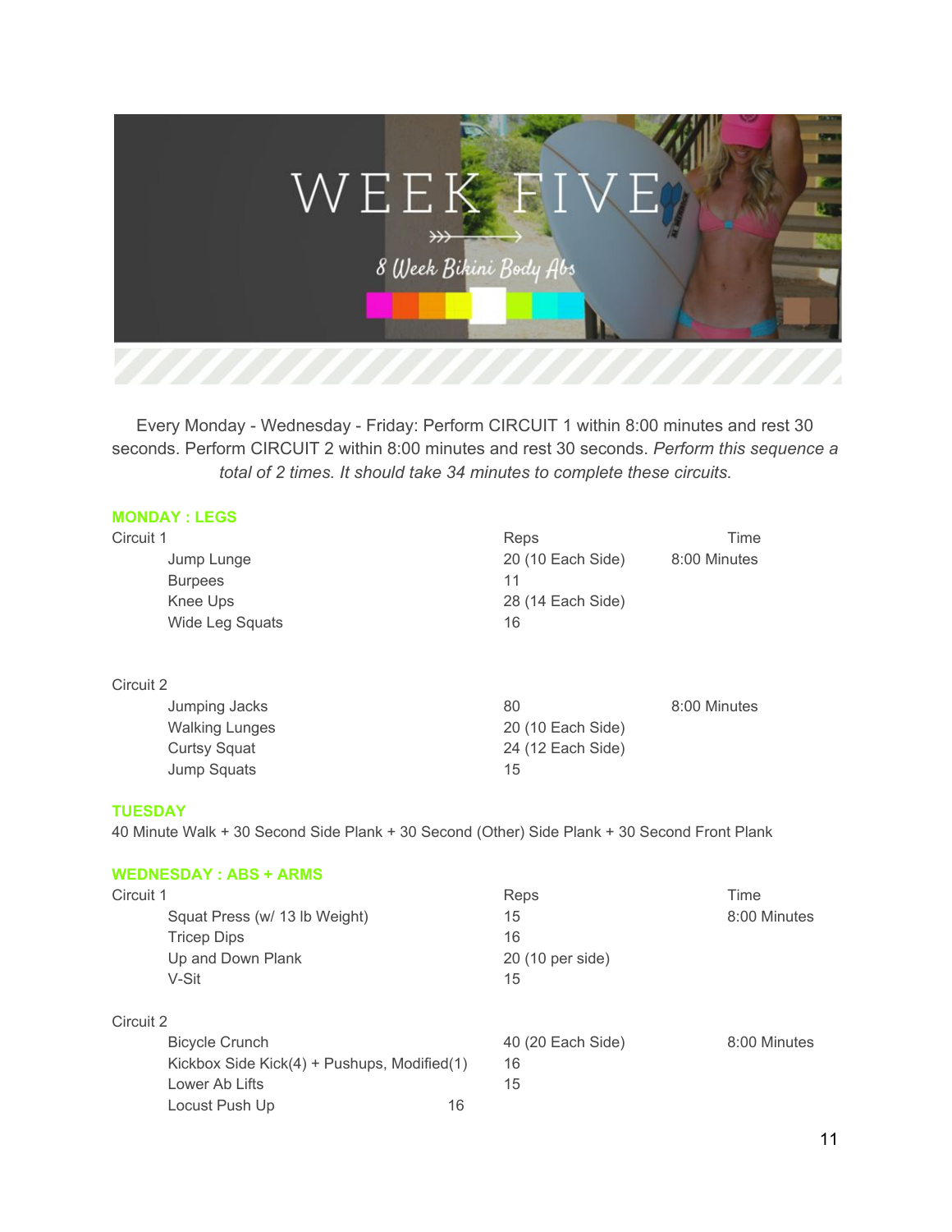# WEEK FIVE

8 Week Bikini Body Abs

Every Monday - Wednesday - Friday: Perform CIRCUIT 1 within 8:00 minutes and rest 30 seconds. Perform CIRCUIT 2 within 8:00 minutes and rest 30 seconds. *Perform this sequence a total of 2 times. It should take 34 minutes to complete these circuits.*

## MONDAY : LEGS

| Circuit 1 | Reps | Time |
|---|---|---|
| Jump Lunge | 20 (10 Each Side) | 8:00 Minutes |
| Burpees | 11 | |
| Knee Ups | 28 (14 Each Side) | |
| Wide Leg Squats | 16 | |

| Circuit 2 | Reps | Time |
|---|---|---|
| Jumping Jacks | 80 | 8:00 Minutes |
| Walking Lunges | 20 (10 Each Side) | |
| Curtsy Squat | 24 (12 Each Side) | |
| Jump Squats | 15 | |

## TUESDAY

40 Minute Walk + 30 Second Side Plank + 30 Second (Other) Side Plank + 30 Second Front Plank

## WEDNESDAY : ABS + ARMS

| Circuit 1 | Reps | Time |
|---|---|---|
| Squat Press (w/ 13 lb Weight) | 15 | 8:00 Minutes |
| Tricep Dips | 16 | |
| Up and Down Plank | 20 (10 per side) | |
| V-Sit | 15 | |

| Circuit 2 | Reps | Time |
|---|---|---|
| Bicycle Crunch | 40 (20 Each Side) | 8:00 Minutes |
| Kickbox Side Kick(4) + Pushups, Modified(1) | 16 | |
| Lower Ab Lifts | 15 | |
| Locust Push Up | 16 | |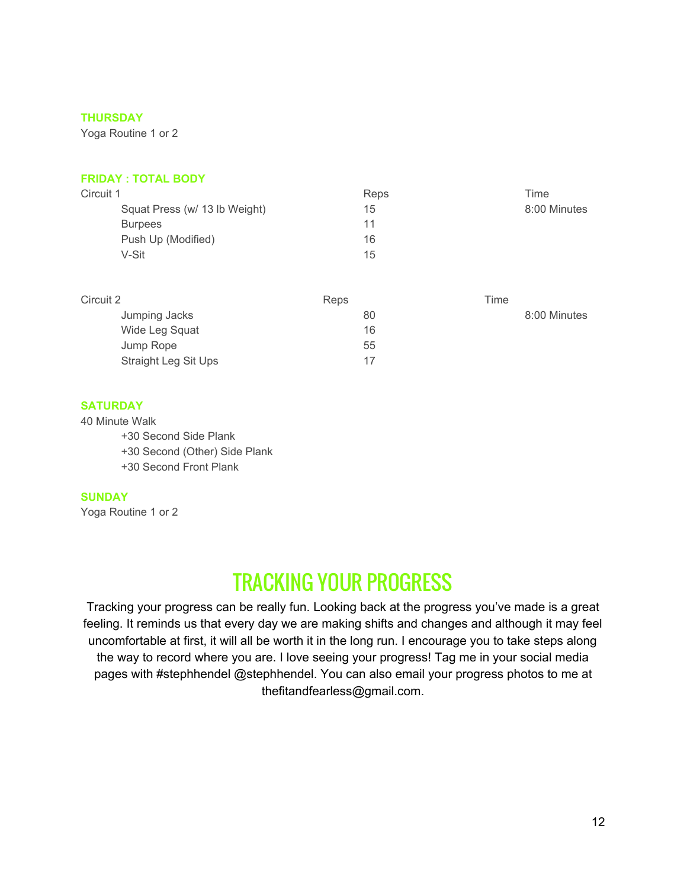### THURSDAY

Yoga Routine 1 or 2

### FRIDAY : TOTAL BODY

| Circuit 1 | Reps | Time |
| --- | --- | --- |
| Squat Press (w/ 13 lb Weight) | 15 | 8:00 Minutes |
| Burpees | 11 | |
| Push Up (Modified) | 16 | |
| V-Sit | 15 | |

| Circuit 2 | Reps | Time |
| --- | --- | --- |
| Jumping Jacks | 80 | 8:00 Minutes |
| Wide Leg Squat | 16 | |
| Jump Rope | 55 | |
| Straight Leg Sit Ups | 17 | |

### SATURDAY

40 Minute Walk

- +30 Second Side Plank
- +30 Second (Other) Side Plank
- +30 Second Front Plank

### SUNDAY

Yoga Routine 1 or 2

## TRACKING YOUR PROGRESS

Tracking your progress can be really fun. Looking back at the progress you've made is a great feeling. It reminds us that every day we are making shifts and changes and although it may feel uncomfortable at first, it will all be worth it in the long run. I encourage you to take steps along the way to record where you are. I love seeing your progress! Tag me in your social media pages with #stephhendel @stephhendel. You can also email your progress photos to me at thefitandfearless@gmail.com.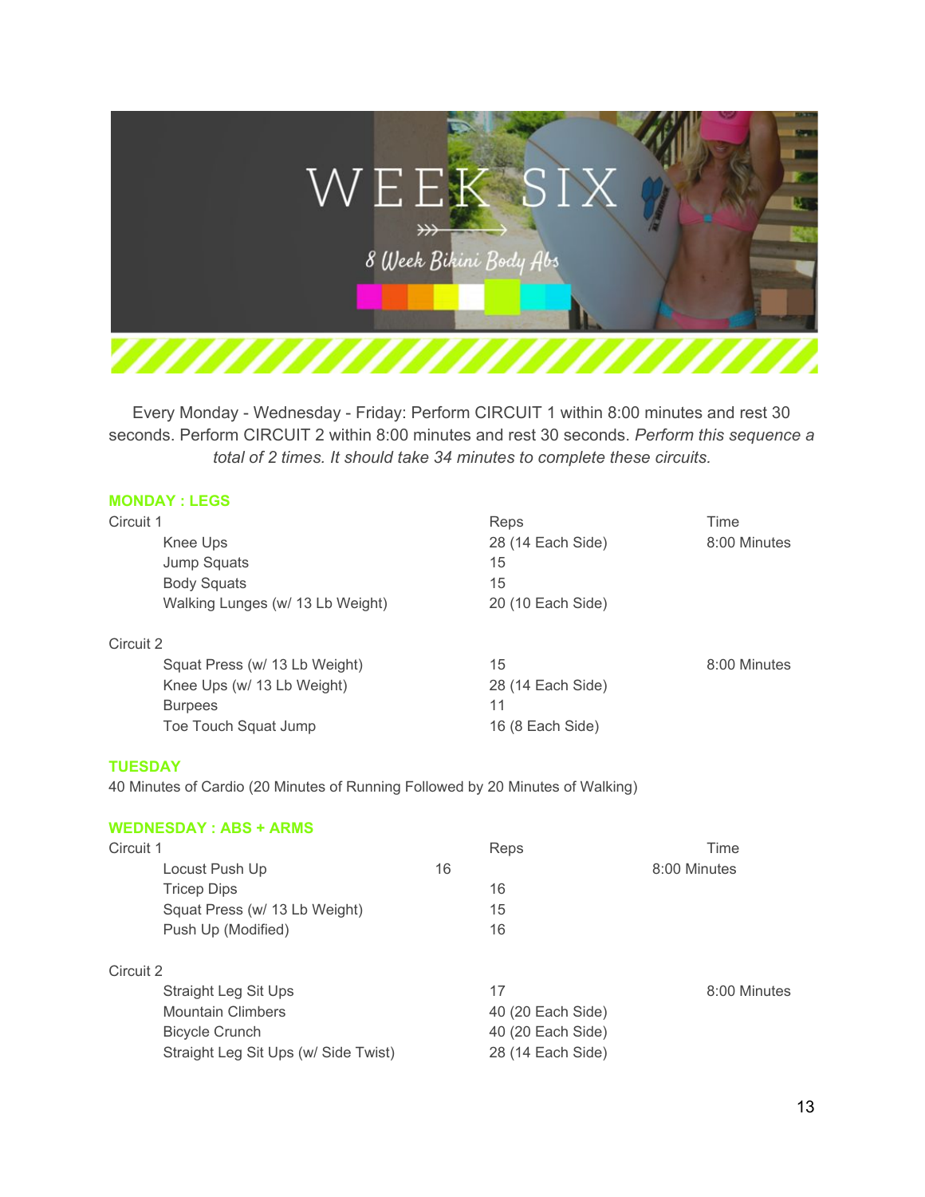# WEEK SIX

8 Week Bikini Body Abs

Every Monday - Wednesday - Friday: Perform CIRCUIT 1 within 8:00 minutes and rest 30 seconds. Perform CIRCUIT 2 within 8:00 minutes and rest 30 seconds. *Perform this sequence a total of 2 times. It should take 34 minutes to complete these circuits.*

## MONDAY : LEGS

| Circuit 1 | Reps | Time |
|---|---|---|
| Knee Ups | 28 (14 Each Side) | 8:00 Minutes |
| Jump Squats | 15 | |
| Body Squats | 15 | |
| Walking Lunges (w/ 13 Lb Weight) | 20 (10 Each Side) | |

| Circuit 2 | | |
|---|---|---|
| Squat Press (w/ 13 Lb Weight) | 15 | 8:00 Minutes |
| Knee Ups (w/ 13 Lb Weight) | 28 (14 Each Side) | |
| Burpees | 11 | |
| Toe Touch Squat Jump | 16 (8 Each Side) | |

## TUESDAY

40 Minutes of Cardio (20 Minutes of Running Followed by 20 Minutes of Walking)

## WEDNESDAY : ABS + ARMS

| Circuit 1 | Reps | Time |
|---|---|---|
| Locust Push Up | 16 | 8:00 Minutes |
| Tricep Dips | 16 | |
| Squat Press (w/ 13 Lb Weight) | 15 | |
| Push Up (Modified) | 16 | |

| Circuit 2 | | |
|---|---|---|
| Straight Leg Sit Ups | 17 | 8:00 Minutes |
| Mountain Climbers | 40 (20 Each Side) | |
| Bicycle Crunch | 40 (20 Each Side) | |
| Straight Leg Sit Ups (w/ Side Twist) | 28 (14 Each Side) | |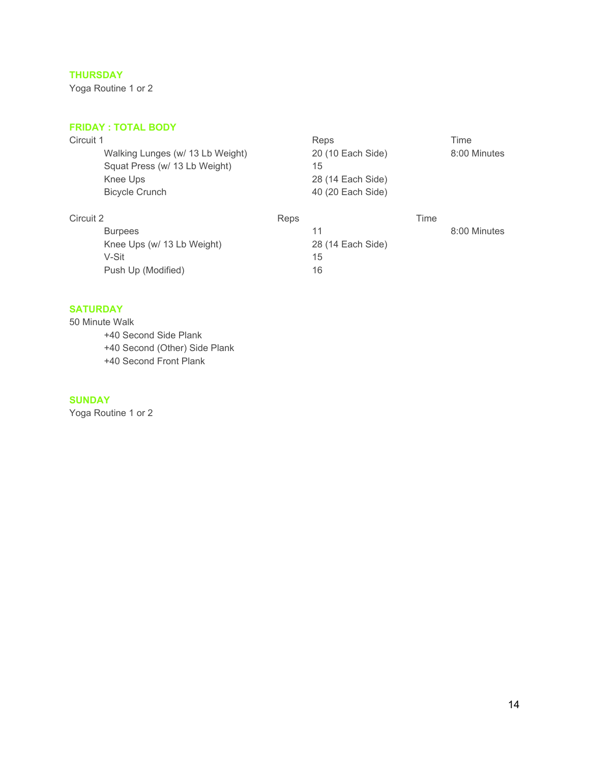### THURSDAY

Yoga Routine 1 or 2

### FRIDAY : TOTAL BODY

| Circuit 1 | Reps | Time |
| --- | --- | --- |
| Walking Lunges (w/ 13 Lb Weight) | 20 (10 Each Side) | 8:00 Minutes |
| Squat Press (w/ 13 Lb Weight) | 15 | |
| Knee Ups | 28 (14 Each Side) | |
| Bicycle Crunch | 40 (20 Each Side) | |

| Circuit 2 | Reps | Time |
| --- | --- | --- |
| Burpees | 11 | 8:00 Minutes |
| Knee Ups (w/ 13 Lb Weight) | 28 (14 Each Side) | |
| V-Sit | 15 | |
| Push Up (Modified) | 16 | |

### SATURDAY

50 Minute Walk

- +40 Second Side Plank
- +40 Second (Other) Side Plank
- +40 Second Front Plank

### SUNDAY

Yoga Routine 1 or 2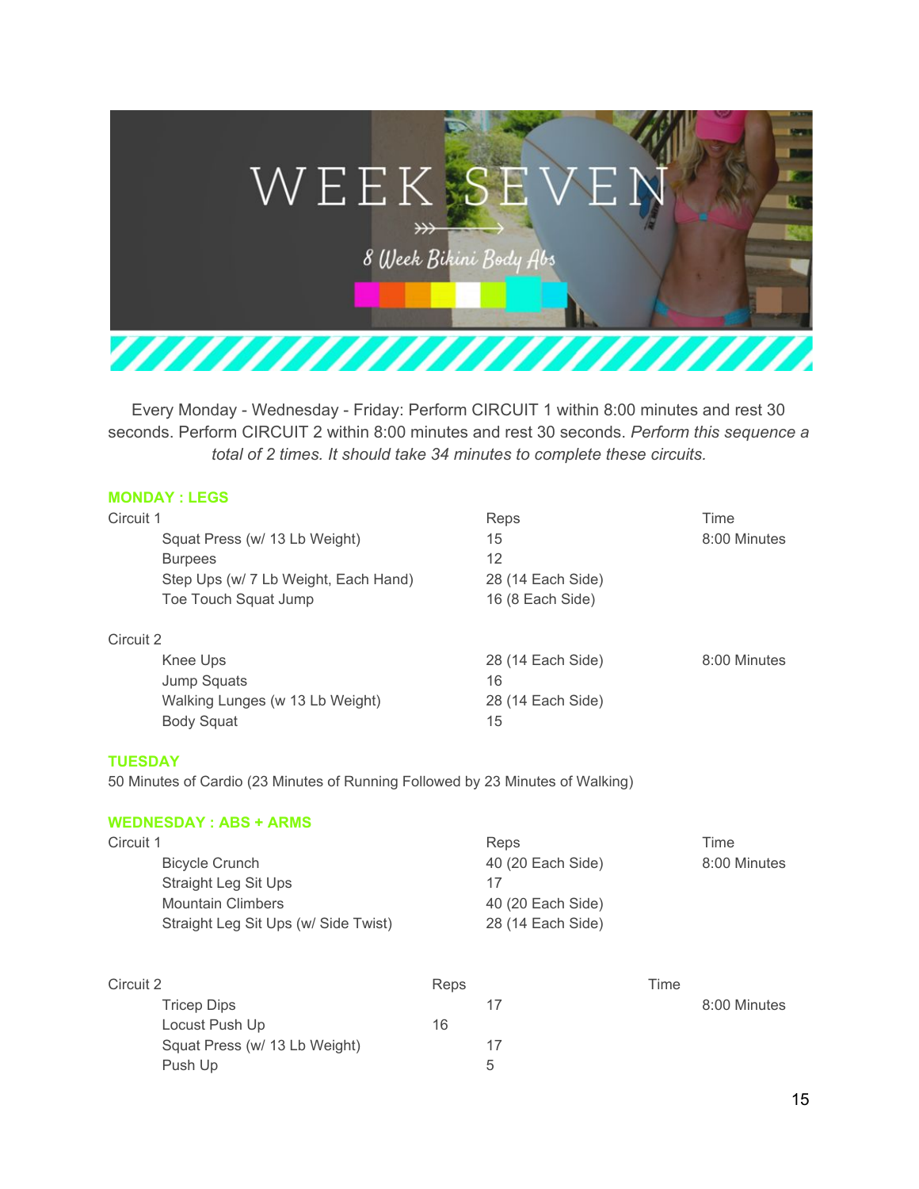# WEEK SEVEN

8 Week Bikini Body Abs

Every Monday - Wednesday - Friday: Perform CIRCUIT 1 within 8:00 minutes and rest 30 seconds. Perform CIRCUIT 2 within 8:00 minutes and rest 30 seconds. *Perform this sequence a total of 2 times. It should take 34 minutes to complete these circuits.*

## MONDAY : LEGS

| Circuit 1 | Reps | Time |
|---|---|---|
| Squat Press (w/ 13 Lb Weight) | 15 | 8:00 Minutes |
| Burpees | 12 | |
| Step Ups (w/ 7 Lb Weight, Each Hand) | 28 (14 Each Side) | |
| Toe Touch Squat Jump | 16 (8 Each Side) | |

| Circuit 2 | Reps | Time |
|---|---|---|
| Knee Ups | 28 (14 Each Side) | 8:00 Minutes |
| Jump Squats | 16 | |
| Walking Lunges (w 13 Lb Weight) | 28 (14 Each Side) | |
| Body Squat | 15 | |

## TUESDAY

50 Minutes of Cardio (23 Minutes of Running Followed by 23 Minutes of Walking)

## WEDNESDAY : ABS + ARMS

| Circuit 1 | Reps | Time |
|---|---|---|
| Bicycle Crunch | 40 (20 Each Side) | 8:00 Minutes |
| Straight Leg Sit Ups | 17 | |
| Mountain Climbers | 40 (20 Each Side) | |
| Straight Leg Sit Ups (w/ Side Twist) | 28 (14 Each Side) | |

| Circuit 2 | Reps | Time |
|---|---|---|
| Tricep Dips | 17 | 8:00 Minutes |
| Locust Push Up | 16 | |
| Squat Press (w/ 13 Lb Weight) | 17 | |
| Push Up | 5 | |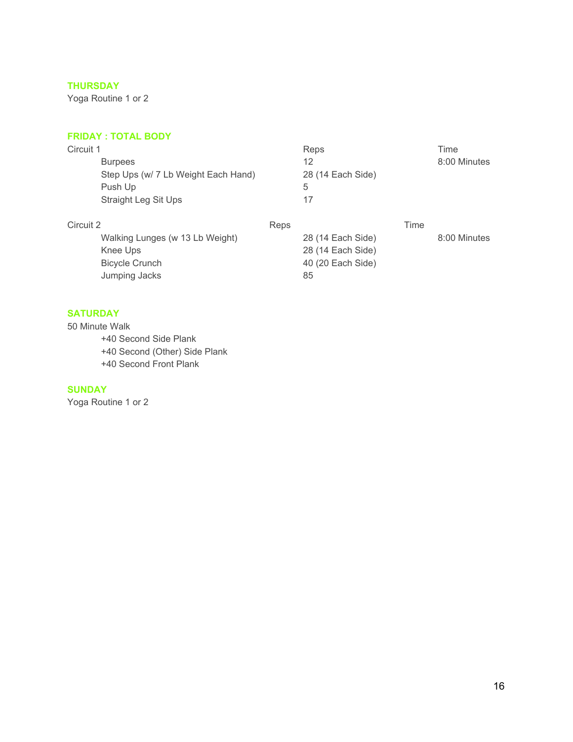### THURSDAY

Yoga Routine 1 or 2

### FRIDAY : TOTAL BODY

| Circuit 1 | Reps | Time |
|---|---|---|
| Burpees | 12 | 8:00 Minutes |
| Step Ups (w/ 7 Lb Weight Each Hand) | 28 (14 Each Side) | |
| Push Up | 5 | |
| Straight Leg Sit Ups | 17 | |

| Circuit 2 | Reps | Time |
|---|---|---|
| Walking Lunges (w 13 Lb Weight) | 28 (14 Each Side) | 8:00 Minutes |
| Knee Ups | 28 (14 Each Side) | |
| Bicycle Crunch | 40 (20 Each Side) | |
| Jumping Jacks | 85 | |

### SATURDAY

50 Minute Walk

- +40 Second Side Plank
- +40 Second (Other) Side Plank
- +40 Second Front Plank

### SUNDAY

Yoga Routine 1 or 2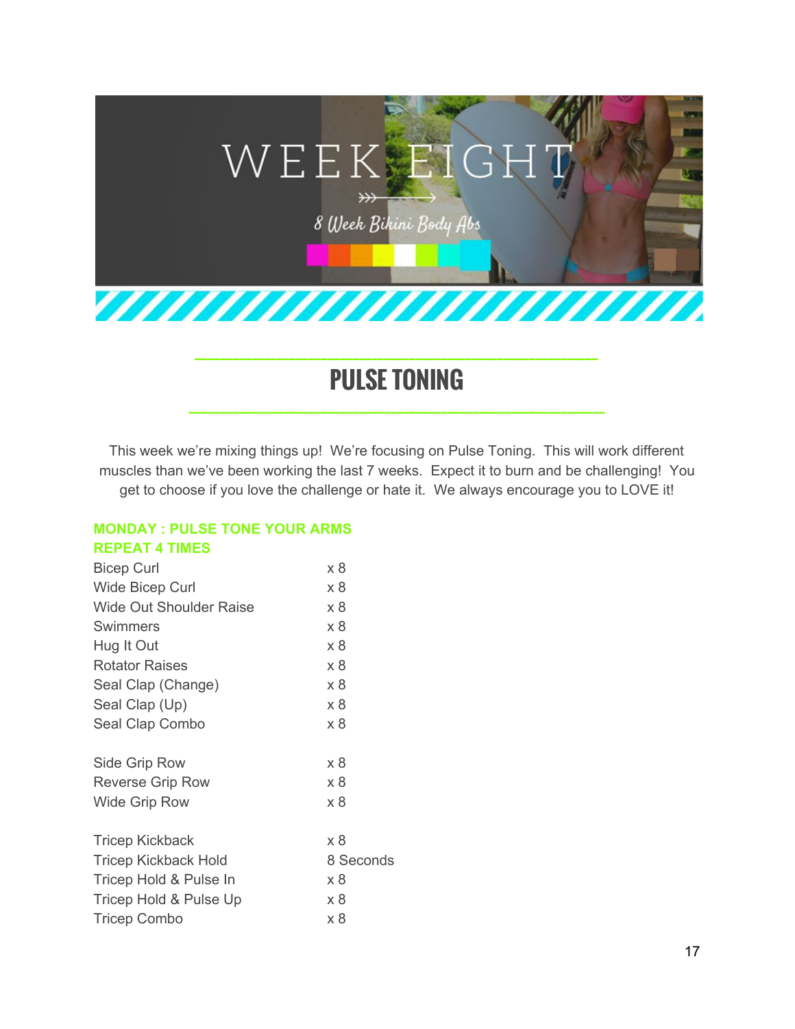# WEEK EIGHT

8 Week Bikini Body Abs

## PULSE TONING

This week we're mixing things up! We're focusing on Pulse Toning. This will work different muscles than we've been working the last 7 weeks. Expect it to burn and be challenging! You get to choose if you love the challenge or hate it. We always encourage you to LOVE it!

### MONDAY : PULSE TONE YOUR ARMS
### REPEAT 4 TIMES

| | |
|---|---|
| Bicep Curl | x 8 |
| Wide Bicep Curl | x 8 |
| Wide Out Shoulder Raise | x 8 |
| Swimmers | x 8 |
| Hug It Out | x 8 |
| Rotator Raises | x 8 |
| Seal Clap (Change) | x 8 |
| Seal Clap (Up) | x 8 |
| Seal Clap Combo | x 8 |

| | |
|---|---|
| Side Grip Row | x 8 |
| Reverse Grip Row | x 8 |
| Wide Grip Row | x 8 |

| | |
|---|---|
| Tricep Kickback | x 8 |
| Tricep Kickback Hold | 8 Seconds |
| Tricep Hold & Pulse In | x 8 |
| Tricep Hold & Pulse Up | x 8 |
| Tricep Combo | x 8 |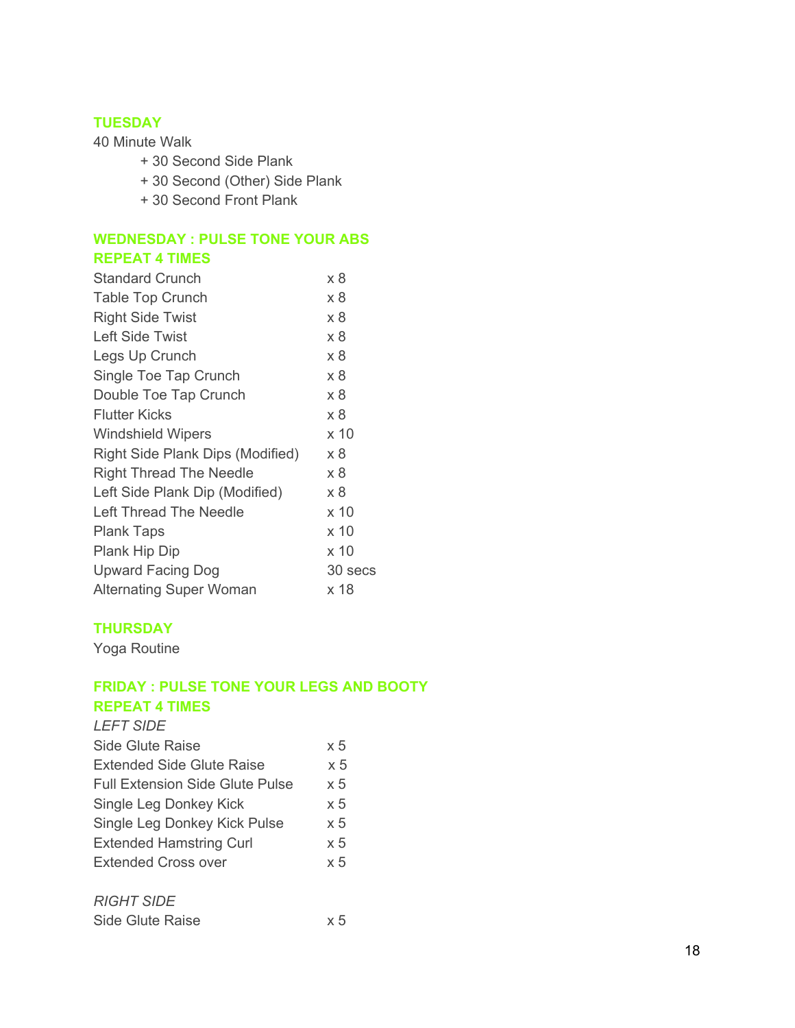## TUESDAY

40 Minute Walk

+ 30 Second Side Plank
+ 30 Second (Other) Side Plank
+ 30 Second Front Plank

## WEDNESDAY : PULSE TONE YOUR ABS

## REPEAT 4 TIMES

| | |
|---|---|
| Standard Crunch | x 8 |
| Table Top Crunch | x 8 |
| Right Side Twist | x 8 |
| Left Side Twist | x 8 |
| Legs Up Crunch | x 8 |
| Single Toe Tap Crunch | x 8 |
| Double Toe Tap Crunch | x 8 |
| Flutter Kicks | x 8 |
| Windshield Wipers | x 10 |
| Right Side Plank Dips (Modified) | x 8 |
| Right Thread The Needle | x 8 |
| Left Side Plank Dip (Modified) | x 8 |
| Left Thread The Needle | x 10 |
| Plank Taps | x 10 |
| Plank Hip Dip | x 10 |
| Upward Facing Dog | 30 secs |
| Alternating Super Woman | x 18 |

## THURSDAY

Yoga Routine

## FRIDAY : PULSE TONE YOUR LEGS AND BOOTY

## REPEAT 4 TIMES

*LEFT SIDE*

| | |
|---|---|
| Side Glute Raise | x 5 |
| Extended Side Glute Raise | x 5 |
| Full Extension Side Glute Pulse | x 5 |
| Single Leg Donkey Kick | x 5 |
| Single Leg Donkey Kick Pulse | x 5 |
| Extended Hamstring Curl | x 5 |
| Extended Cross over | x 5 |

*RIGHT SIDE*

| | |
|---|---|
| Side Glute Raise | x 5 |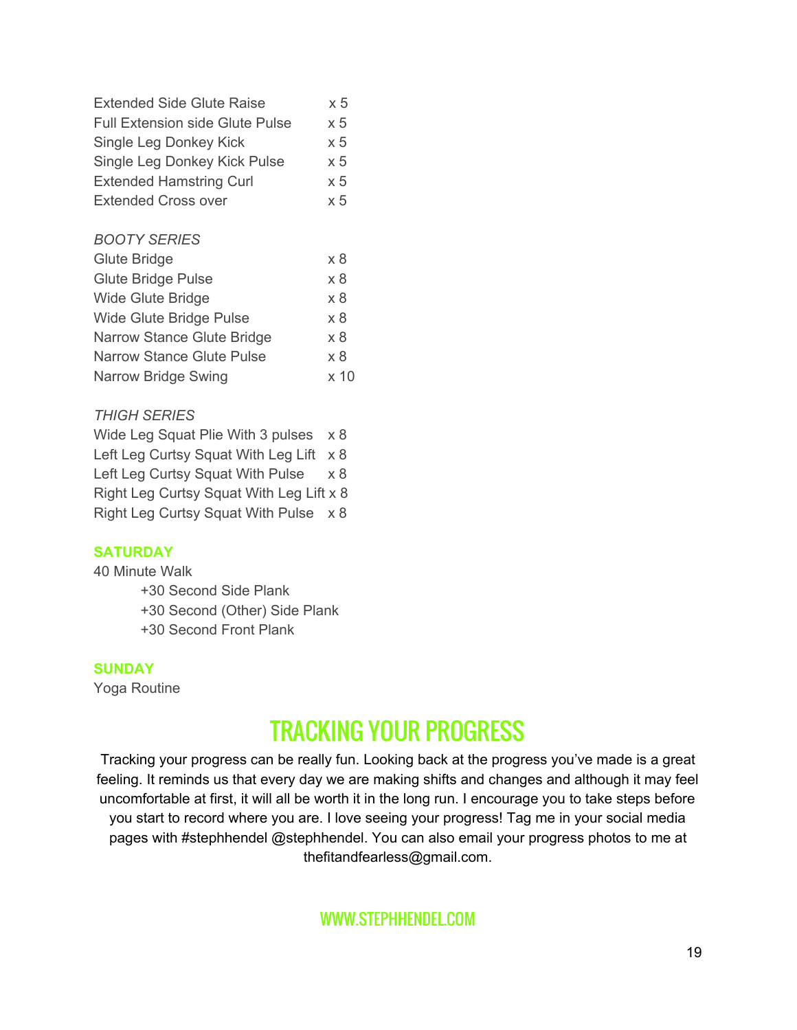| | |
|---|---|
| Extended Side Glute Raise | x 5 |
| Full Extension side Glute Pulse | x 5 |
| Single Leg Donkey Kick | x 5 |
| Single Leg Donkey Kick Pulse | x 5 |
| Extended Hamstring Curl | x 5 |
| Extended Cross over | x 5 |

*BOOTY SERIES*

| | |
|---|---|
| Glute Bridge | x 8 |
| Glute Bridge Pulse | x 8 |
| Wide Glute Bridge | x 8 |
| Wide Glute Bridge Pulse | x 8 |
| Narrow Stance Glute Bridge | x 8 |
| Narrow Stance Glute Pulse | x 8 |
| Narrow Bridge Swing | x 10 |

*THIGH SERIES*

| | |
|---|---|
| Wide Leg Squat Plie With 3 pulses | x 8 |
| Left Leg Curtsy Squat With Leg Lift | x 8 |
| Left Leg Curtsy Squat With Pulse | x 8 |
| Right Leg Curtsy Squat With Leg Lift | x 8 |
| Right Leg Curtsy Squat With Pulse | x 8 |

**SATURDAY**

40 Minute Walk

- +30 Second Side Plank
- +30 Second (Other) Side Plank
- +30 Second Front Plank

**SUNDAY**

Yoga Routine

# TRACKING YOUR PROGRESS

Tracking your progress can be really fun. Looking back at the progress you've made is a great feeling. It reminds us that every day we are making shifts and changes and although it may feel uncomfortable at first, it will all be worth it in the long run. I encourage you to take steps before you start to record where you are. I love seeing your progress! Tag me in your social media pages with #stephhendel @stephhendel. You can also email your progress photos to me at thefitandfearless@gmail.com.

WWW.STEPHHENDEL.COM